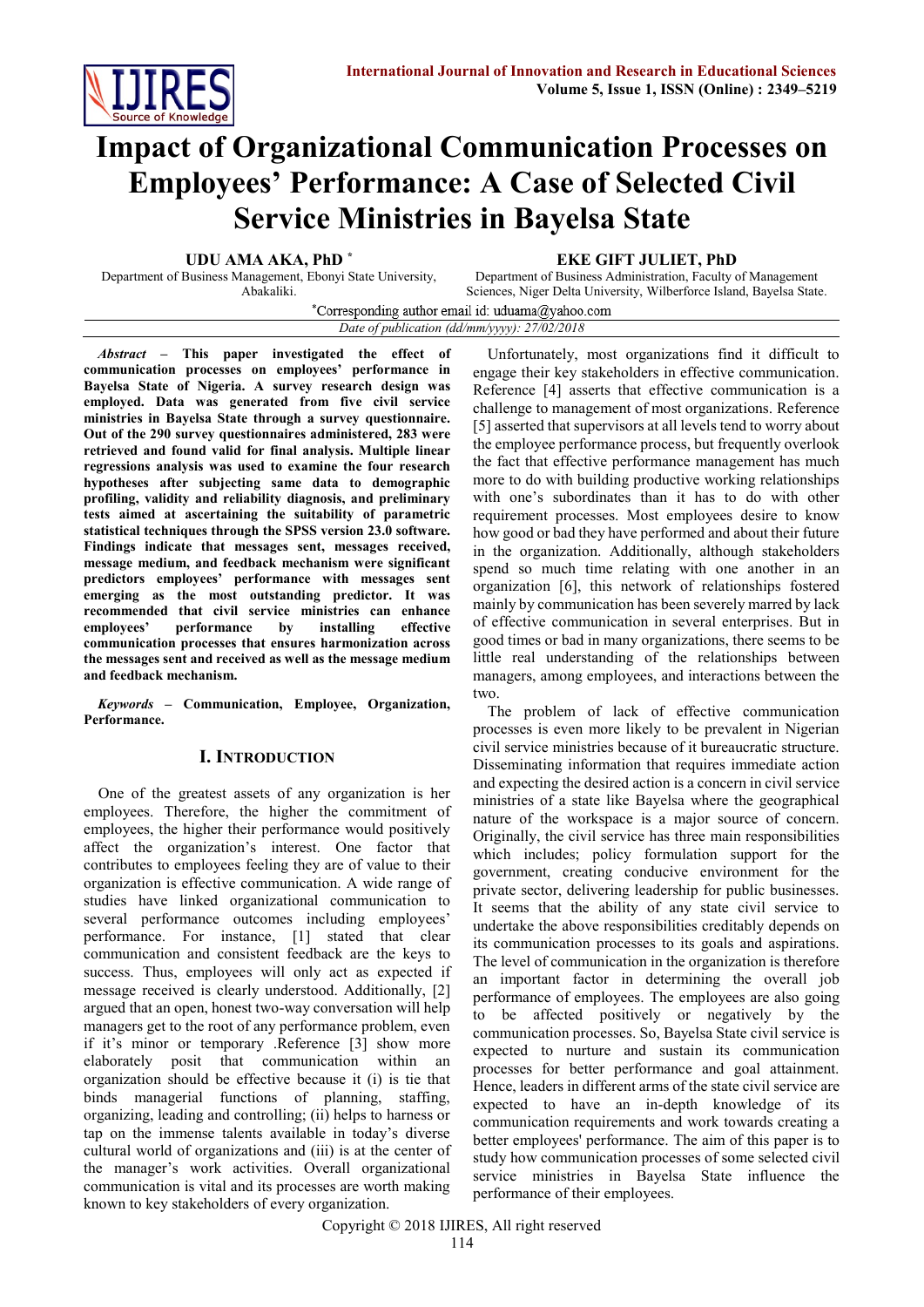# Impact of Organizational Communication Processes on Employees' Performance: A Case of Selected Civil Service Ministries in Bayelsa State

**UDU AMA AKA, PhD** *

Department of Business Management, Ebonyi State University, Abakaliki.

**EKE GIFT JULIET, PhD**

Department of Business Administration, Faculty of Management Sciences, Niger Delta University, Wilberforce Island, Bayelsa State.

*Corresponding author email id: uduama@yahoo.com

*Date of publication (dd/mm/yyyy): 27/02/2018*

***Abstract*** **– This paper investigated the effect of communication processes on employees' performance in Bayelsa State of Nigeria. A survey research design was employed. Data was generated from five civil service ministries in Bayelsa State through a survey questionnaire. Out of the 290 survey questionnaires administered, 283 were retrieved and found valid for final analysis. Multiple linear regressions analysis was used to examine the four research hypotheses after subjecting same data to demographic profiling, validity and reliability diagnosis, and preliminary tests aimed at ascertaining the suitability of parametric statistical techniques through the SPSS version 23.0 software. Findings indicate that messages sent, messages received, message medium, and feedback mechanism were significant predictors employees' performance with messages sent emerging as the most outstanding predictor. It was recommended that civil service ministries can enhance employees' performance by installing effective communication processes that ensures harmonization across the messages sent and received as well as the message medium and feedback mechanism.**

***Keywords*** **– Communication, Employee, Organization, Performance.**

## I. Introduction

One of the greatest assets of any organization is her employees. Therefore, the higher the commitment of employees, the higher their performance would positively affect the organization's interest. One factor that contributes to employees feeling they are of value to their organization is effective communication. A wide range of studies have linked organizational communication to several performance outcomes including employees' performance. For instance, [1] stated that clear communication and consistent feedback are the keys to success. Thus, employees will only act as expected if message received is clearly understood. Additionally, [2] argued that an open, honest two-way conversation will help managers get to the root of any performance problem, even if it's minor or temporary .Reference [3] show more elaborately posit that communication within an organization should be effective because it (i) is tie that binds managerial functions of planning, staffing, organizing, leading and controlling; (ii) helps to harness or tap on the immense talents available in today's diverse cultural world of organizations and (iii) is at the center of the manager's work activities. Overall organizational communication is vital and its processes are worth making known to key stakeholders of every organization.

Unfortunately, most organizations find it difficult to engage their key stakeholders in effective communication. Reference [4] asserts that effective communication is a challenge to management of most organizations. Reference [5] asserted that supervisors at all levels tend to worry about the employee performance process, but frequently overlook the fact that effective performance management has much more to do with building productive working relationships with one's subordinates than it has to do with other requirement processes. Most employees desire to know how good or bad they have performed and about their future in the organization. Additionally, although stakeholders spend so much time relating with one another in an organization [6], this network of relationships fostered mainly by communication has been severely marred by lack of effective communication in several enterprises. But in good times or bad in many organizations, there seems to be little real understanding of the relationships between managers, among employees, and interactions between the two.

The problem of lack of effective communication processes is even more likely to be prevalent in Nigerian civil service ministries because of it bureaucratic structure. Disseminating information that requires immediate action and expecting the desired action is a concern in civil service ministries of a state like Bayelsa where the geographical nature of the workspace is a major source of concern. Originally, the civil service has three main responsibilities which includes; policy formulation support for the government, creating conducive environment for the private sector, delivering leadership for public businesses. It seems that the ability of any state civil service to undertake the above responsibilities creditably depends on its communication processes to its goals and aspirations. The level of communication in the organization is therefore an important factor in determining the overall job performance of employees. The employees are also going to be affected positively or negatively by the communication processes. So, Bayelsa State civil service is expected to nurture and sustain its communication processes for better performance and goal attainment. Hence, leaders in different arms of the state civil service are expected to have an in-depth knowledge of its communication requirements and work towards creating a better employees' performance. The aim of this paper is to study how communication processes of some selected civil service ministries in Bayelsa State influence the performance of their employees.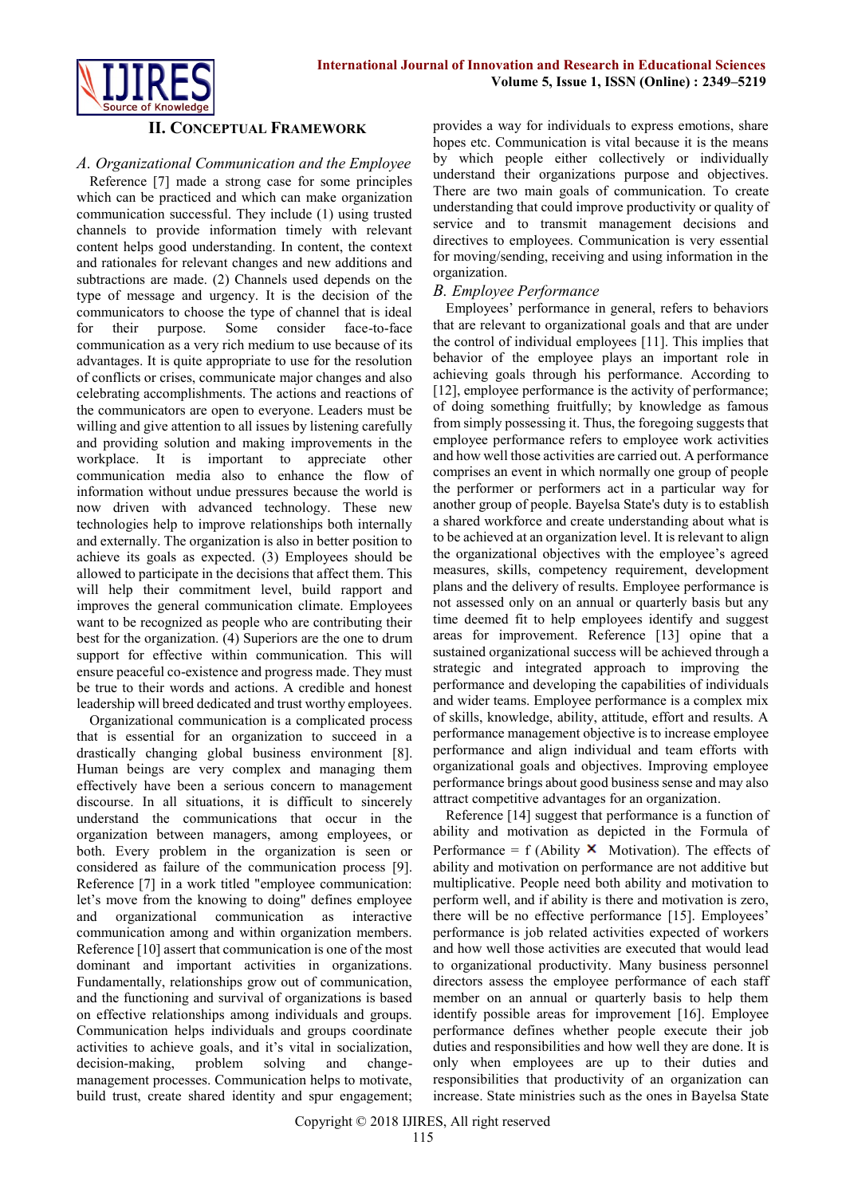## II. Conceptual Framework

### A. Organizational Communication and the Employee

Reference [7] made a strong case for some principles which can be practiced and which can make organization communication successful. They include (1) using trusted channels to provide information timely with relevant content helps good understanding. In content, the context and rationales for relevant changes and new additions and subtractions are made. (2) Channels used depends on the type of message and urgency. It is the decision of the communicators to choose the type of channel that is ideal for their purpose. Some consider face-to-face communication as a very rich medium to use because of its advantages. It is quite appropriate to use for the resolution of conflicts or crises, communicate major changes and also celebrating accomplishments. The actions and reactions of the communicators are open to everyone. Leaders must be willing and give attention to all issues by listening carefully and providing solution and making improvements in the workplace. It is important to appreciate other communication media also to enhance the flow of information without undue pressures because the world is now driven with advanced technology. These new technologies help to improve relationships both internally and externally. The organization is also in better position to achieve its goals as expected. (3) Employees should be allowed to participate in the decisions that affect them. This will help their commitment level, build rapport and improves the general communication climate. Employees want to be recognized as people who are contributing their best for the organization. (4) Superiors are the one to drum support for effective within communication. This will ensure peaceful co-existence and progress made. They must be true to their words and actions. A credible and honest leadership will breed dedicated and trust worthy employees.

Organizational communication is a complicated process that is essential for an organization to succeed in a drastically changing global business environment [8]. Human beings are very complex and managing them effectively have been a serious concern to management discourse. In all situations, it is difficult to sincerely understand the communications that occur in the organization between managers, among employees, or both. Every problem in the organization is seen or considered as failure of the communication process [9]. Reference [7] in a work titled "employee communication: let's move from the knowing to doing" defines employee and organizational communication as interactive communication among and within organization members. Reference [10] assert that communication is one of the most dominant and important activities in organizations. Fundamentally, relationships grow out of communication, and the functioning and survival of organizations is based on effective relationships among individuals and groups. Communication helps individuals and groups coordinate activities to achieve goals, and it's vital in socialization, decision-making, problem solving and change-management processes. Communication helps to motivate, build trust, create shared identity and spur engagement; provides a way for individuals to express emotions, share hopes etc. Communication is vital because it is the means by which people either collectively or individually understand their organizations purpose and objectives. There are two main goals of communication. To create understanding that could improve productivity or quality of service and to transmit management decisions and directives to employees. Communication is very essential for moving/sending, receiving and using information in the organization.

### B. Employee Performance

Employees' performance in general, refers to behaviors that are relevant to organizational goals and that are under the control of individual employees [11]. This implies that behavior of the employee plays an important role in achieving goals through his performance. According to [12], employee performance is the activity of performance; of doing something fruitfully; by knowledge as famous from simply possessing it. Thus, the foregoing suggests that employee performance refers to employee work activities and how well those activities are carried out. A performance comprises an event in which normally one group of people the performer or performers act in a particular way for another group of people. Bayelsa State's duty is to establish a shared workforce and create understanding about what is to be achieved at an organization level. It is relevant to align the organizational objectives with the employee's agreed measures, skills, competency requirement, development plans and the delivery of results. Employee performance is not assessed only on an annual or quarterly basis but any time deemed fit to help employees identify and suggest areas for improvement. Reference [13] opine that a sustained organizational success will be achieved through a strategic and integrated approach to improving the performance and developing the capabilities of individuals and wider teams. Employee performance is a complex mix of skills, knowledge, ability, attitude, effort and results. A performance management objective is to increase employee performance and align individual and team efforts with organizational goals and objectives. Improving employee performance brings about good business sense and may also attract competitive advantages for an organization.

Reference [14] suggest that performance is a function of ability and motivation as depicted in the Formula of Performance = f (Ability × Motivation). The effects of ability and motivation on performance are not additive but multiplicative. People need both ability and motivation to perform well, and if ability is there and motivation is zero, there will be no effective performance [15]. Employees' performance is job related activities expected of workers and how well those activities are executed that would lead to organizational productivity. Many business personnel directors assess the employee performance of each staff member on an annual or quarterly basis to help them identify possible areas for improvement [16]. Employee performance defines whether people execute their job duties and responsibilities and how well they are done. It is only when employees are up to their duties and responsibilities that productivity of an organization can increase. State ministries such as the ones in Bayelsa State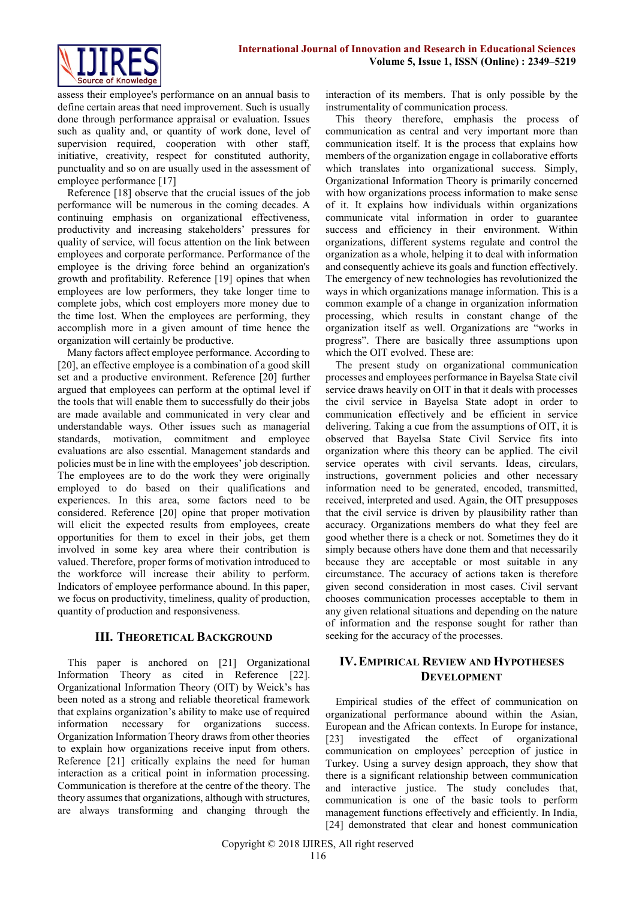assess their employee's performance on an annual basis to define certain areas that need improvement. Such is usually done through performance appraisal or evaluation. Issues such as quality and, or quantity of work done, level of supervision required, cooperation with other staff, initiative, creativity, respect for constituted authority, punctuality and so on are usually used in the assessment of employee performance [17]

Reference [18] observe that the crucial issues of the job performance will be numerous in the coming decades. A continuing emphasis on organizational effectiveness, productivity and increasing stakeholders' pressures for quality of service, will focus attention on the link between employees and corporate performance. Performance of the employee is the driving force behind an organization's growth and profitability. Reference [19] opines that when employees are low performers, they take longer time to complete jobs, which cost employers more money due to the time lost. When the employees are performing, they accomplish more in a given amount of time hence the organization will certainly be productive.

Many factors affect employee performance. According to [20], an effective employee is a combination of a good skill set and a productive environment. Reference [20] further argued that employees can perform at the optimal level if the tools that will enable them to successfully do their jobs are made available and communicated in very clear and understandable ways. Other issues such as managerial standards, motivation, commitment and employee evaluations are also essential. Management standards and policies must be in line with the employees' job description. The employees are to do the work they were originally employed to do based on their qualifications and experiences. In this area, some factors need to be considered. Reference [20] opine that proper motivation will elicit the expected results from employees, create opportunities for them to excel in their jobs, get them involved in some key area where their contribution is valued. Therefore, proper forms of motivation introduced to the workforce will increase their ability to perform. Indicators of employee performance abound. In this paper, we focus on productivity, timeliness, quality of production, quantity of production and responsiveness.

## III. Theoretical Background

This paper is anchored on [21] Organizational Information Theory as cited in Reference [22]. Organizational Information Theory (OIT) by Weick's has been noted as a strong and reliable theoretical framework that explains organization's ability to make use of required information necessary for organizations success. Organization Information Theory draws from other theories to explain how organizations receive input from others. Reference [21] critically explains the need for human interaction as a critical point in information processing. Communication is therefore at the centre of the theory. The theory assumes that organizations, although with structures, are always transforming and changing through the interaction of its members. That is only possible by the instrumentality of communication process.

This theory therefore, emphasis the process of communication as central and very important more than communication itself. It is the process that explains how members of the organization engage in collaborative efforts which translates into organizational success. Simply, Organizational Information Theory is primarily concerned with how organizations process information to make sense of it. It explains how individuals within organizations communicate vital information in order to guarantee success and efficiency in their environment. Within organizations, different systems regulate and control the organization as a whole, helping it to deal with information and consequently achieve its goals and function effectively. The emergency of new technologies has revolutionized the ways in which organizations manage information. This is a common example of a change in organization information processing, which results in constant change of the organization itself as well. Organizations are "works in progress". There are basically three assumptions upon which the OIT evolved. These are:

The present study on organizational communication processes and employees performance in Bayelsa State civil service draws heavily on OIT in that it deals with processes the civil service in Bayelsa State adopt in order to communication effectively and be efficient in service delivering. Taking a cue from the assumptions of OIT, it is observed that Bayelsa State Civil Service fits into organization where this theory can be applied. The civil service operates with civil servants. Ideas, circulars, instructions, government policies and other necessary information need to be generated, encoded, transmitted, received, interpreted and used. Again, the OIT presupposes that the civil service is driven by plausibility rather than accuracy. Organizations members do what they feel are good whether there is a check or not. Sometimes they do it simply because others have done them and that necessarily because they are acceptable or most suitable in any circumstance. The accuracy of actions taken is therefore given second consideration in most cases. Civil servant chooses communication processes acceptable to them in any given relational situations and depending on the nature of information and the response sought for rather than seeking for the accuracy of the processes.

## IV. Empirical Review and Hypotheses Development

Empirical studies of the effect of communication on organizational performance abound within the Asian, European and the African contexts. In Europe for instance, [23] investigated the effect of organizational communication on employees' perception of justice in Turkey. Using a survey design approach, they show that there is a significant relationship between communication and interactive justice. The study concludes that, communication is one of the basic tools to perform management functions effectively and efficiently. In India, [24] demonstrated that clear and honest communication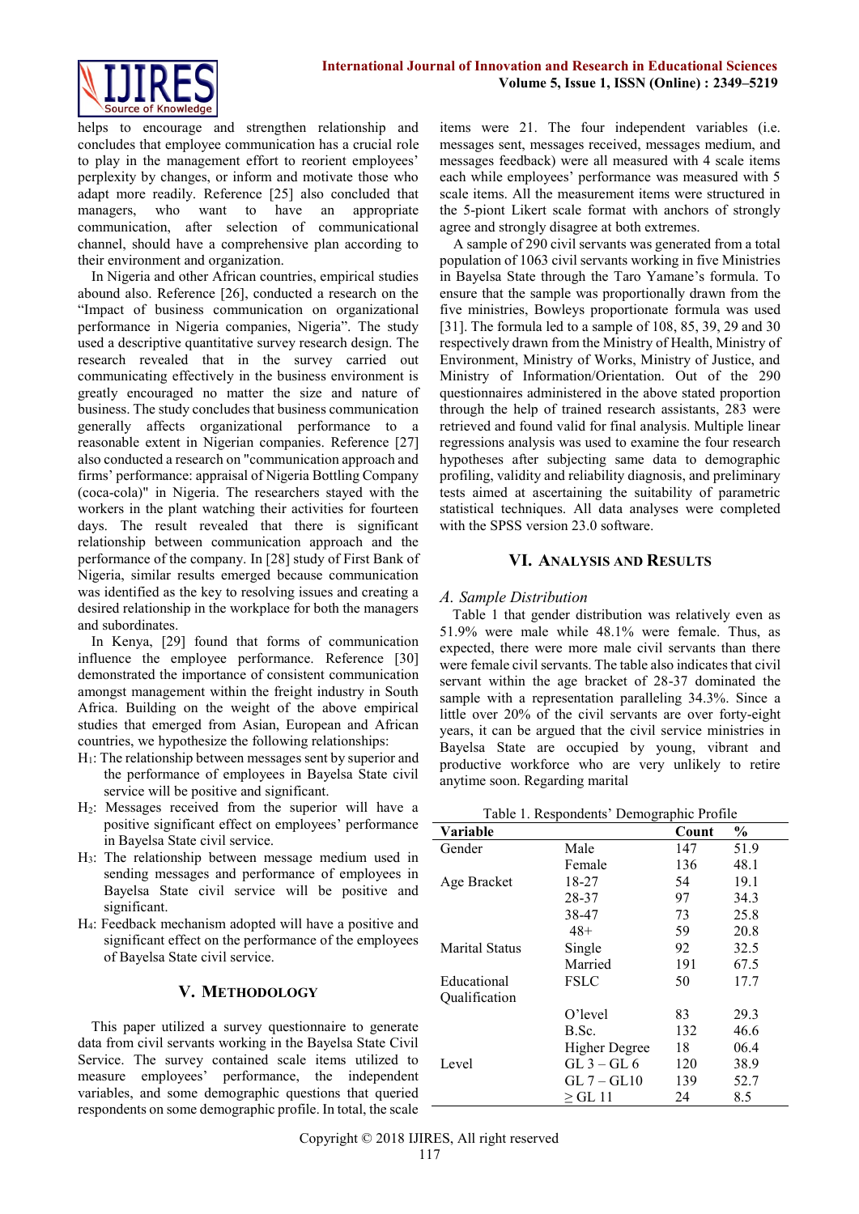helps to encourage and strengthen relationship and concludes that employee communication has a crucial role to play in the management effort to reorient employees' perplexity by changes, or inform and motivate those who adapt more readily. Reference [25] also concluded that managers, who want to have an appropriate communication, after selection of communicational channel, should have a comprehensive plan according to their environment and organization.

In Nigeria and other African countries, empirical studies abound also. Reference [26], conducted a research on the "Impact of business communication on organizational performance in Nigeria companies, Nigeria". The study used a descriptive quantitative survey research design. The research revealed that in the survey carried out communicating effectively in the business environment is greatly encouraged no matter the size and nature of business. The study concludes that business communication generally affects organizational performance to a reasonable extent in Nigerian companies. Reference [27] also conducted a research on "communication approach and firms' performance: appraisal of Nigeria Bottling Company (coca-cola)" in Nigeria. The researchers stayed with the workers in the plant watching their activities for fourteen days. The result revealed that there is significant relationship between communication approach and the performance of the company. In [28] study of First Bank of Nigeria, similar results emerged because communication was identified as the key to resolving issues and creating a desired relationship in the workplace for both the managers and subordinates.

In Kenya, [29] found that forms of communication influence the employee performance. Reference [30] demonstrated the importance of consistent communication amongst management within the freight industry in South Africa. Building on the weight of the above empirical studies that emerged from Asian, European and African countries, we hypothesize the following relationships:

$H_1$: The relationship between messages sent by superior and the performance of employees in Bayelsa State civil service will be positive and significant.

$H_2$: Messages received from the superior will have a positive significant effect on employees' performance in Bayelsa State civil service.

$H_3$: The relationship between message medium used in sending messages and performance of employees in Bayelsa State civil service will be positive and significant.

$H_4$: Feedback mechanism adopted will have a positive and significant effect on the performance of the employees of Bayelsa State civil service.

## V. Methodology

This paper utilized a survey questionnaire to generate data from civil servants working in the Bayelsa State Civil Service. The survey contained scale items utilized to measure employees' performance, the independent variables, and some demographic questions that queried respondents on some demographic profile. In total, the scale items were 21. The four independent variables (i.e. messages sent, messages received, messages medium, and messages feedback) were all measured with 4 scale items each while employees' performance was measured with 5 scale items. All the measurement items were structured in the 5-piont Likert scale format with anchors of strongly agree and strongly disagree at both extremes.

A sample of 290 civil servants was generated from a total population of 1063 civil servants working in five Ministries in Bayelsa State through the Taro Yamane's formula. To ensure that the sample was proportionally drawn from the five ministries, Bowleys proportionate formula was used [31]. The formula led to a sample of 108, 85, 39, 29 and 30 respectively drawn from the Ministry of Health, Ministry of Environment, Ministry of Works, Ministry of Justice, and Ministry of Information/Orientation. Out of the 290 questionnaires administered in the above stated proportion through the help of trained research assistants, 283 were retrieved and found valid for final analysis. Multiple linear regressions analysis was used to examine the four research hypotheses after subjecting same data to demographic profiling, validity and reliability diagnosis, and preliminary tests aimed at ascertaining the suitability of parametric statistical techniques. All data analyses were completed with the SPSS version 23.0 software.

## VI. Analysis and Results

### *A. Sample Distribution*

Table 1 that gender distribution was relatively even as 51.9% were male while 48.1% were female. Thus, as expected, there were more male civil servants than there were female civil servants. The table also indicates that civil servant within the age bracket of 28-37 dominated the sample with a representation paralleling 34.3%. Since a little over 20% of the civil servants are over forty-eight years, it can be argued that the civil service ministries in Bayelsa State are occupied by young, vibrant and productive workforce who are very unlikely to retire anytime soon. Regarding marital

Table 1. Respondents' Demographic Profile

| Variable | | Count | % |
|---|---|---|---|
| Gender | Male | 147 | 51.9 |
| | Female | 136 | 48.1 |
| Age Bracket | 18-27 | 54 | 19.1 |
| | 28-37 | 97 | 34.3 |
| | 38-47 | 73 | 25.8 |
| | 48+ | 59 | 20.8 |
| Marital Status | Single | 92 | 32.5 |
| | Married | 191 | 67.5 |
| Educational Qualification | FSLC | 50 | 17.7 |
| | O'level | 83 | 29.3 |
| | B.Sc. | 132 | 46.6 |
| | Higher Degree | 18 | 06.4 |
| Level | GL 3 – GL 6 | 120 | 38.9 |
| | GL 7 – GL10 | 139 | 52.7 |
| | ≥ GL 11 | 24 | 8.5 |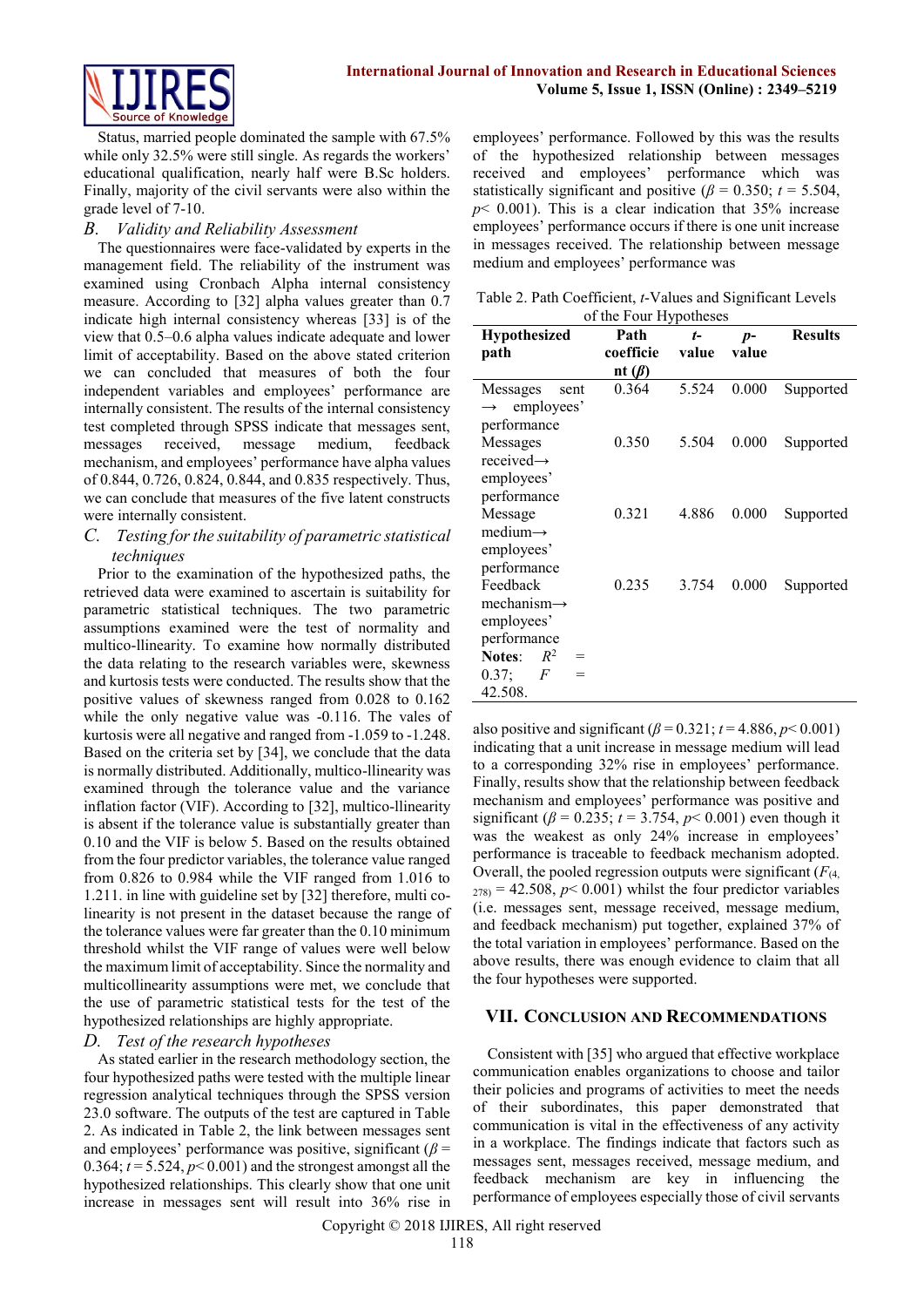Status, married people dominated the sample with 67.5% while only 32.5% were still single. As regards the workers' educational qualification, nearly half were B.Sc holders. Finally, majority of the civil servants were also within the grade level of 7-10.

### *B. Validity and Reliability Assessment*

The questionnaires were face-validated by experts in the management field. The reliability of the instrument was examined using Cronbach Alpha internal consistency measure. According to [32] alpha values greater than 0.7 indicate high internal consistency whereas [33] is of the view that 0.5–0.6 alpha values indicate adequate and lower limit of acceptability. Based on the above stated criterion we can concluded that measures of both the four independent variables and employees' performance are internally consistent. The results of the internal consistency test completed through SPSS indicate that messages sent, messages received, message medium, feedback mechanism, and employees' performance have alpha values of 0.844, 0.726, 0.824, 0.844, and 0.835 respectively. Thus, we can conclude that measures of the five latent constructs were internally consistent.

### *C. Testing for the suitability of parametric statistical techniques*

Prior to the examination of the hypothesized paths, the retrieved data were examined to ascertain is suitability for parametric statistical techniques. The two parametric assumptions examined were the test of normality and multico-llinearity. To examine how normally distributed the data relating to the research variables were, skewness and kurtosis tests were conducted. The results show that the positive values of skewness ranged from 0.028 to 0.162 while the only negative value was -0.116. The vales of kurtosis were all negative and ranged from -1.059 to -1.248. Based on the criteria set by [34], we conclude that the data is normally distributed. Additionally, multico-llinearity was examined through the tolerance value and the variance inflation factor (VIF). According to [32], multico-llinearity is absent if the tolerance value is substantially greater than 0.10 and the VIF is below 5. Based on the results obtained from the four predictor variables, the tolerance value ranged from 0.826 to 0.984 while the VIF ranged from 1.016 to 1.211. in line with guideline set by [32] therefore, multi co-linearity is not present in the dataset because the range of the tolerance values were far greater than the 0.10 minimum threshold whilst the VIF range of values were well below the maximum limit of acceptability. Since the normality and multicollinearity assumptions were met, we conclude that the use of parametric statistical tests for the test of the hypothesized relationships are highly appropriate.

### *D. Test of the research hypotheses*

As stated earlier in the research methodology section, the four hypothesized paths were tested with the multiple linear regression analytical techniques through the SPSS version 23.0 software. The outputs of the test are captured in Table 2. As indicated in Table 2, the link between messages sent and employees' performance was positive, significant ($\beta$ = 0.364; $t$ = 5.524, $p$< 0.001) and the strongest amongst all the hypothesized relationships. This clearly show that one unit increase in messages sent will result into 36% rise in employees' performance. Followed by this was the results of the hypothesized relationship between messages received and employees' performance which was statistically significant and positive ($\beta$ = 0.350; $t$ = 5.504, $p$< 0.001). This is a clear indication that 35% increase employees' performance occurs if there is one unit increase in messages received. The relationship between message medium and employees' performance was

Table 2. Path Coefficient, *t*-Values and Significant Levels of the Four Hypotheses

| Hypothesized path | Path coefficient ($\beta$) | *t*-value | *p*-value | Results |
|---|---|---|---|---|
| Messages sent → employees' performance | 0.364 | 5.524 | 0.000 | Supported |
| Messages received→ employees' performance | 0.350 | 5.504 | 0.000 | Supported |
| Message medium→ employees' performance | 0.321 | 4.886 | 0.000 | Supported |
| Feedback mechanism→ employees' performance | 0.235 | 3.754 | 0.000 | Supported |

**Notes**: $R^2$ = 0.37; $F$ = 42.508.

also positive and significant ($\beta$ = 0.321; $t$ = 4.886, $p$< 0.001) indicating that a unit increase in message medium will lead to a corresponding 32% rise in employees' performance. Finally, results show that the relationship between feedback mechanism and employees' performance was positive and significant ($\beta$ = 0.235; $t$ = 3.754, $p$< 0.001) even though it was the weakest as only 24% increase in employees' performance is traceable to feedback mechanism adopted. Overall, the pooled regression outputs were significant ($F_{(4, 278)}$ = 42.508, $p$< 0.001) whilst the four predictor variables (i.e. messages sent, message received, message medium, and feedback mechanism) put together, explained 37% of the total variation in employees' performance. Based on the above results, there was enough evidence to claim that all the four hypotheses were supported.

## VII. Conclusion and Recommendations

Consistent with [35] who argued that effective workplace communication enables organizations to choose and tailor their policies and programs of activities to meet the needs of their subordinates, this paper demonstrated that communication is vital in the effectiveness of any activity in a workplace. The findings indicate that factors such as messages sent, messages received, message medium, and feedback mechanism are key in influencing the performance of employees especially those of civil servants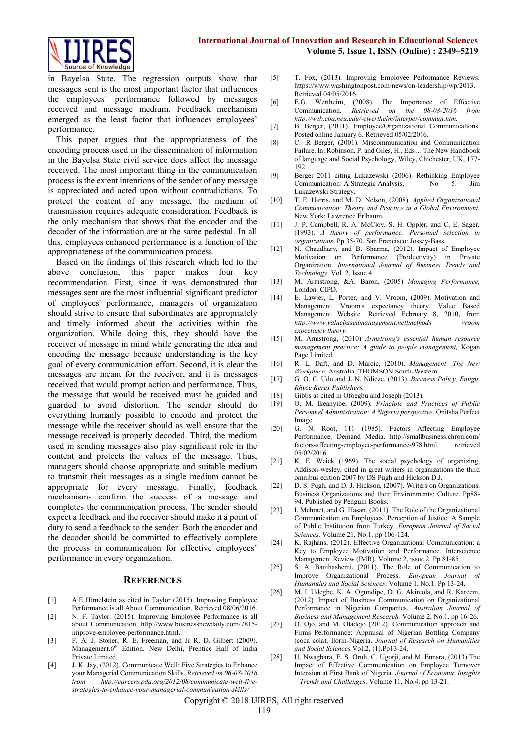in Bayelsa State. The regression outputs show that messages sent is the most important factor that influences the employees' performance followed by messages received and message medium. Feedback mechanism emerged as the least factor that influences employees' performance.

This paper argues that the appropriateness of the encoding process used in the dissemination of information in the Bayelsa State civil service does affect the message received. The most important thing in the communication process is the extent intentions of the sender of any message is appreciated and acted upon without contradictions. To protect the content of any message, the medium of transmission requires adequate consideration. Feedback is the only mechanism that shows that the encoder and the decoder of the information are at the same pedestal. In all this, employees enhanced performance is a function of the appropriateness of the communication process.

Based on the findings of this research which led to the above conclusion, this paper makes four key recommendation. First, since it was demonstrated that messages sent are the most influential significant predictor of employees' performance, managers of organization should strive to ensure that subordinates are appropriately and timely informed about the activities within the organization. While doing this, they should have the receiver of message in mind while generating the idea and encoding the message because understanding is the key goal of every communication effort. Second, it is clear that messages are meant for the receiver, and it is messages received that would prompt action and performance. Thus, the message that would be received must be guided and guarded to avoid distortion. The sender should do everything humanly possible to encode and protect the message while the receiver should as well ensure that the message received is properly decoded. Third, the medium used in sending messages also play significant role in the content and protects the values of the message. Thus, managers should choose appropriate and suitable medium to transmit their messages as a single medium cannot be appropriate for every message. Finally, feedback mechanisms confirm the success of a message and completes the communication process. The sender should expect a feedback and the receiver should make it a point of duty to send a feedback to the sender. Both the encoder and the decoder should be committed to effectively complete the process in communication for effective employees' performance in every organization.

## References

[1] A.E Himelstein as cited in Taylor (2015). Improving Employee Performance is all About Communication. Retrieved 08/06/2016.

[2] N. F. Taylor. (2015). Improving Employee Performance is all about Communication. http://www.businessnewsdaily.com/7815-improve-employee-performance.html.

[3] F. A. J. Stoner, R. E. Freeman, and Jr R. D. Gilbert (2009). Management.6th Edition. New Delhi, Prentice Hall of India Private Limited.

[4] J. K. Jay, (2012). Communicate Well: Five Strategies to Enhance your Managerial Communication Skills. *Retrieved on 06-08-2016 from http://careers.pda.org/2012/08/communicate-well-five-strategies-to-enhance-your-managerial-communication-skills/*

[5] T. Fox, (2013). Improving Employee Performance Reviews. https://www.washingtonpost.com/news/on-leadership/wp/2013. Retrieved 04/05/2016.

[6] E.G. Wertheim, (2008). The Importance of Effective Communication. *Retrieved on the 08-08-2016 from http://web.cba.neu.edu/-ewertheim/interper/commun.htm.*

[7] B. Berger, (2011). Employee/Organizational Communications. Posted online January 6. Retrieved 05/02/2016.

[8] C. .R Berger, (2001). Miscommunication and Communication Failure. In: Robinson, P. and Giles, H., Eds… The New Handbook of language and Social Psychology, Wiley, Chichester, UK, 177-192.

[9] Berger 2011 citing Lukazewski (2006). Rethinking Employee Communication: A Strategic Analysis. No 5. Jim Lukazewski Strategy.

[10] T. E. Harris, and M. D. Nelson, (2008). *Applied Organizational Communication: Theory and Practice in a Global Environment.* New York: Lawrence Erlbaum.

[11] J. P. Campbell, R. A. McCloy, S. H. Oppler, and C. E. Sager, (1993). *A theory of performance: Personnel selection in organizations*. Pp 35-70. San Francisco: Jossey-Bass.

[12] N. Chaudhary, and B. Sharma, (2012). Impact of Employee Motivation on Performance (Productivity) in Private Organization. *International Journal of Business Trends and Technology*. Vol. 2, Issue 4.

[13] M. Armstrong, &A. Baron, (2005) *Managing Performance,* London: CIPD.

[14] E. Lawler, L. Porter, and V. Vroom, (2009). Motivation and Management. Vroom's expectancy theory. Value Based Management Website. Retrieved February 8, 2010, from *http://www.valuebasedmanagement.netlmethods vroom expectancy theory.*

[15] M. Armstrong, (2010) *Armstrong's essential human resource management practice: A guide to people management,* Kogan Page Limited.

[16] R. L. Daft, and D. Marcic, (2010). *Management: The New Workplace.* Australia. THOMSON South-Western.

[17] G. O. C. Udu and J. N. Ndieze, (2013)*. Business Policy, Enugu. Rhyce Kerex Publishers.*

[18] Gibbs as cited in Ofoegbu and Joseph (2013).

[19] O. M. Ikeanyibe, (2009). *Principle and Practices of Public Personnel Administration: A Nigeria perspective*. Onitsha Perfect Image.

[20] G. N. Root, 111 (1985). Factors Affecting Employee Performance. Demand Media. http://smallbusiness.chron.com/factors-affecting-employee-performance-978.html. retrieved 05/02/2016.

[21] K. E. Weick (1969). The social psychology of organizing, Addison-wesley, cited in great writers in organizations the third omnibus edition 2007 by DS Pugh and Hickson D.J.

[22] D. S. Pugh, and D. J. Hickson, (2007). Writers on Organizations. Business Organizations and their Environments: Culture. Pp88-94. Published by Penguin Books.

[23] I. Mehmet, and G. Hasan, (2011). The Role of the Organizational Communication on Employees' Perception of Justice: A Sample of Public Institution from Turkey. *European Journal of Social Sciences*. Volume 21, No.1. pp 106-124.

[24] K. Rajhans, (2012). Effective Organizational Communication: a Key to Employee Motivation and Performance. Interscience Management Review (IMR). Volume 2, issue 2. Pp 81-85.

[25] S. A. Banihashemi, (2011). The Role of Communication to Improve Organizational Process. *European Journal of Humanities and Social Sciences*. Volume 1, No.1. Pp 13-24.

[26] M. I. Udegbe, K. A. Ogundipe, O. G. Akintola, and R. Kareem, (2012). Impact of Business Communication on Organizational Performance in Nigerian Companies. *Australian Journal of Business and Management Research.* Volume 2, No.1. pp 16-26.

[27] O. Ojo, and M. Oladejo (2012). Communication approach and Firms Performance: Appraisal of Nigerian Bottling Company (coca cola), Ilorin-Nigeria. *Journal of Research on Humanities and Social Sciences.*Vol.2, (1).Pp13-24.

[28] U. Nwagbara, E. S. Oruh, C. Ugorji, and M. Ennsra, (2013).The Impact of Effective Communication on Employee Turnover Intension at First Bank of Nigeria. *Journal of Economic Insights – Trends and Challenges*. Volume 11, No.4. pp 13-21.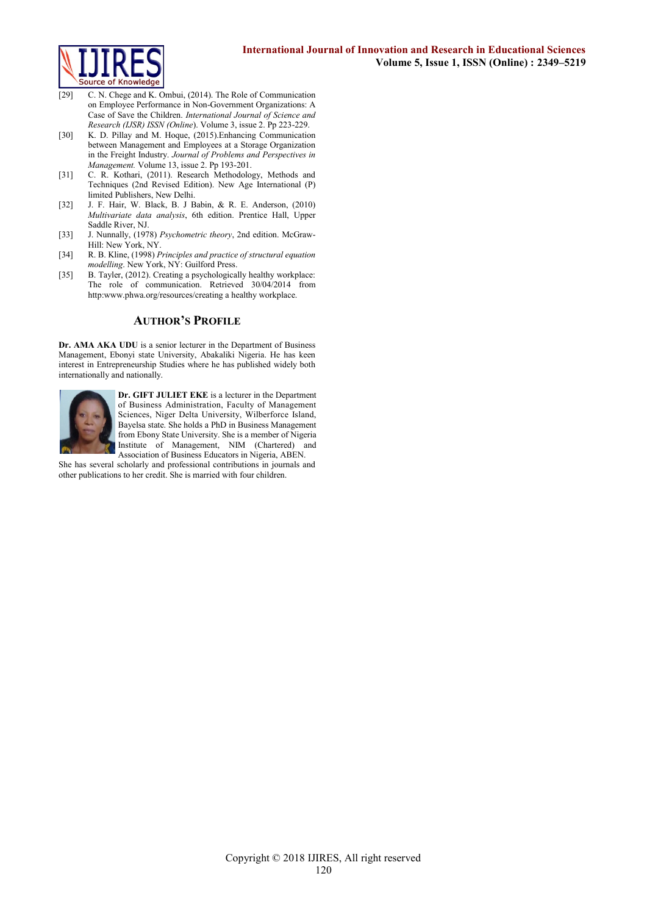[29] C. N. Chege and K. Ombui, (2014). The Role of Communication on Employee Performance in Non-Government Organizations: A Case of Save the Children. *International Journal of Science and Research (IJSR) ISSN (Online*). Volume 3, issue 2. Pp 223-229.

[30] K. D. Pillay and M. Hoque, (2015).Enhancing Communication between Management and Employees at a Storage Organization in the Freight Industry. *Journal of Problems and Perspectives in Management.* Volume 13, issue 2. Pp 193-201.

[31] C. R. Kothari, (2011). Research Methodology, Methods and Techniques (2nd Revised Edition). New Age International (P) limited Publishers, New Delhi.

[32] J. F. Hair, W. Black, B. J Babin, & R. E. Anderson, (2010) *Multivariate data analysis*, 6th edition. Prentice Hall, Upper Saddle River, NJ.

[33] J. Nunnally, (1978) *Psychometric theory*, 2nd edition. McGraw-Hill: New York, NY.

[34] R. B. Kline, (1998) *Principles and practice of structural equation modelling*. New York, NY: Guilford Press.

[35] B. Tayler, (2012). Creating a psychologically healthy workplace: The role of communication. Retrieved 30/04/2014 from http:www.phwa.org/resources/creating a healthy workplace.

## Author's Profile

**Dr. AMA AKA UDU** is a senior lecturer in the Department of Business Management, Ebonyi state University, Abakaliki Nigeria. He has keen interest in Entrepreneurship Studies where he has published widely both internationally and nationally.

**Dr. GIFT JULIET EKE** is a lecturer in the Department of Business Administration, Faculty of Management Sciences, Niger Delta University, Wilberforce Island, Bayelsa state. She holds a PhD in Business Management from Ebony State University. She is a member of Nigeria Institute of Management, NIM (Chartered) and Association of Business Educators in Nigeria, ABEN. She has several scholarly and professional contributions in journals and other publications to her credit. She is married with four children.